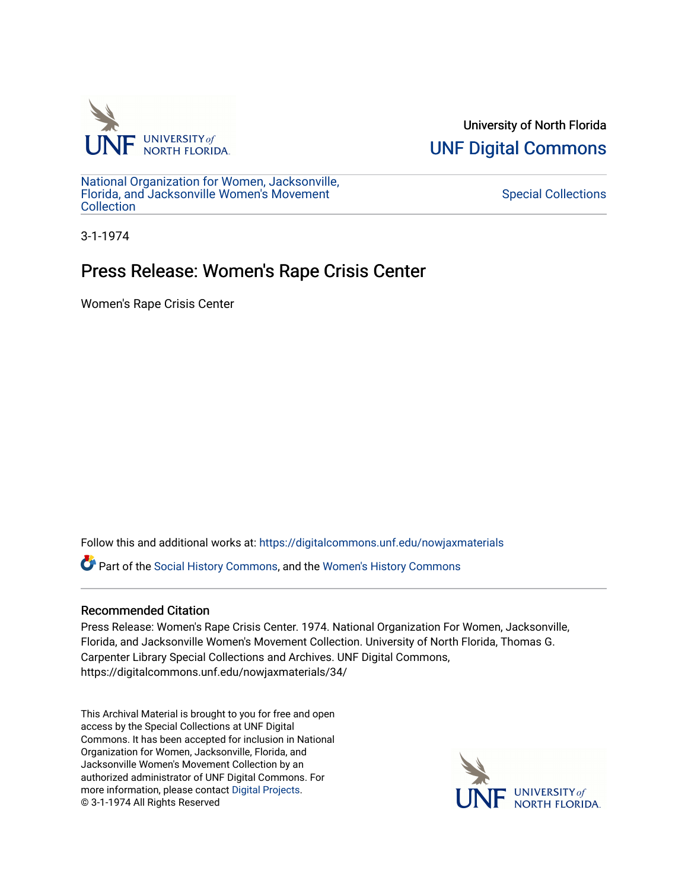University of North Florida

UNF Digital Commons

National Organization for Women, Jacksonville, Florida, and Jacksonville Women's Movement Collection

Special Collections

3-1-1974

# Press Release: Women's Rape Crisis Center

Women's Rape Crisis Center

Follow this and additional works at: https://digitalcommons.unf.edu/nowjaxmaterials

Part of the Social History Commons, and the Women's History Commons

## Recommended Citation

Press Release: Women's Rape Crisis Center. 1974. National Organization For Women, Jacksonville, Florida, and Jacksonville Women's Movement Collection. University of North Florida, Thomas G. Carpenter Library Special Collections and Archives. UNF Digital Commons, https://digitalcommons.unf.edu/nowjaxmaterials/34/

This Archival Material is brought to you for free and open access by the Special Collections at UNF Digital Commons. It has been accepted for inclusion in National Organization for Women, Jacksonville, Florida, and Jacksonville Women's Movement Collection by an authorized administrator of UNF Digital Commons. For more information, please contact Digital Projects.
© 3-1-1974 All Rights Reserved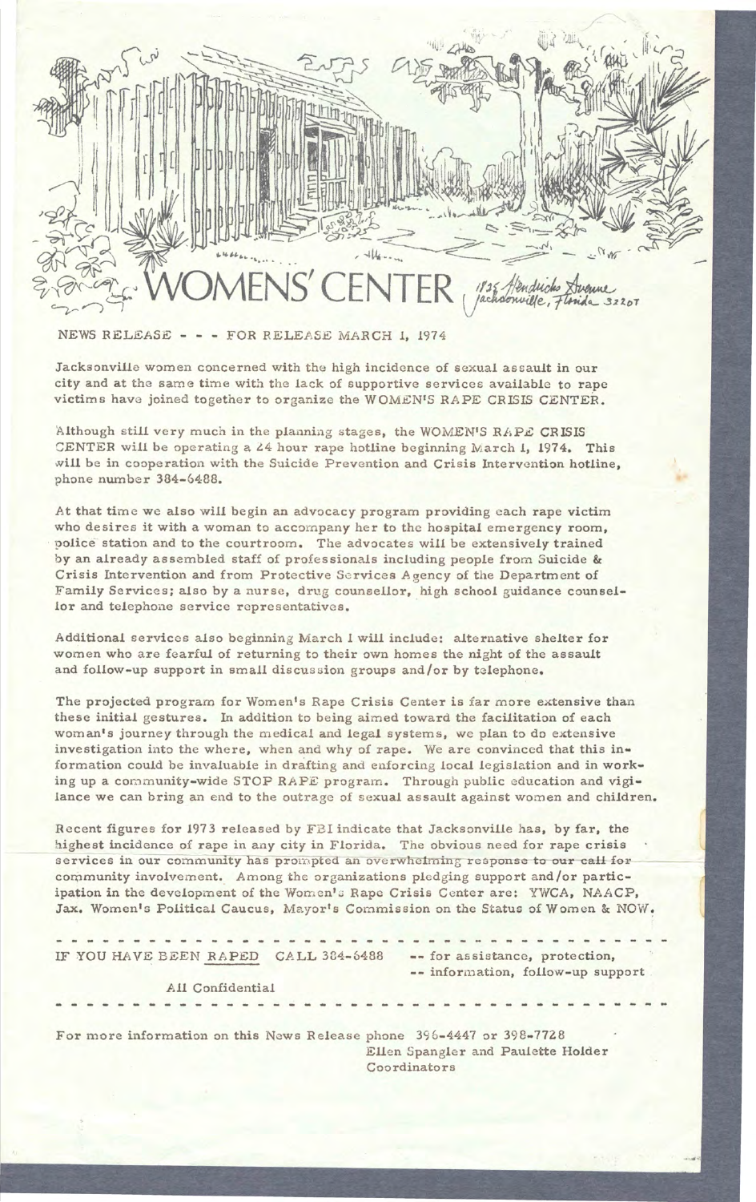# WOMENS' CENTER

1825 Hendricks Avenue
Jacksonville, Florida 32207

NEWS RELEASE - - - FOR RELEASE MARCH 1, 1974

Jacksonville women concerned with the high incidence of sexual assault in our city and at the same time with the lack of supportive services available to rape victims have joined together to organize the WOMEN'S RAPE CRISIS CENTER.

Although still very much in the planning stages, the WOMEN'S RAPE CRISIS CENTER will be operating a 24 hour rape hotline beginning March 1, 1974. This will be in cooperation with the Suicide Prevention and Crisis Intervention hotline, phone number 384-6488.

At that time we also will begin an advocacy program providing each rape victim who desires it with a woman to accompany her to the hospital emergency room, police station and to the courtroom. The advocates will be extensively trained by an already assembled staff of professionals including people from Suicide & Crisis Intervention and from Protective Services Agency of the Department of Family Services; also by a nurse, drug counsellor, high school guidance counsellor and telephone service representatives.

Additional services also beginning March 1 will include: alternative shelter for women who are fearful of returning to their own homes the night of the assault and follow-up support in small discussion groups and/or by telephone.

The projected program for Women's Rape Crisis Center is far more extensive than these initial gestures. In addition to being aimed toward the facilitation of each woman's journey through the medical and legal systems, we plan to do extensive investigation into the where, when and why of rape. We are convinced that this information could be invaluable in drafting and enforcing local legislation and in working up a community-wide STOP RAPE program. Through public education and vigilance we can bring an end to the outrage of sexual assault against women and children.

Recent figures for 1973 released by FBI indicate that Jacksonville has, by far, the highest incidence of rape in any city in Florida. The obvious need for rape crisis services in our community has prompted an overwhelming response to our call for community involvement. Among the organizations pledging support and/or participation in the development of the Women's Rape Crisis Center are: YWCA, NAACP, Jax. Women's Political Caucus, Mayor's Commission on the Status of Women & NOW.

---

IF YOU HAVE BEEN RAPED CALL 384-6488 -- for assistance, protection,
-- information, follow-up support

All Confidential

---

For more information on this News Release phone 396-4447 or 398-7728

Ellen Spangler and Paulette Holder
Coordinators